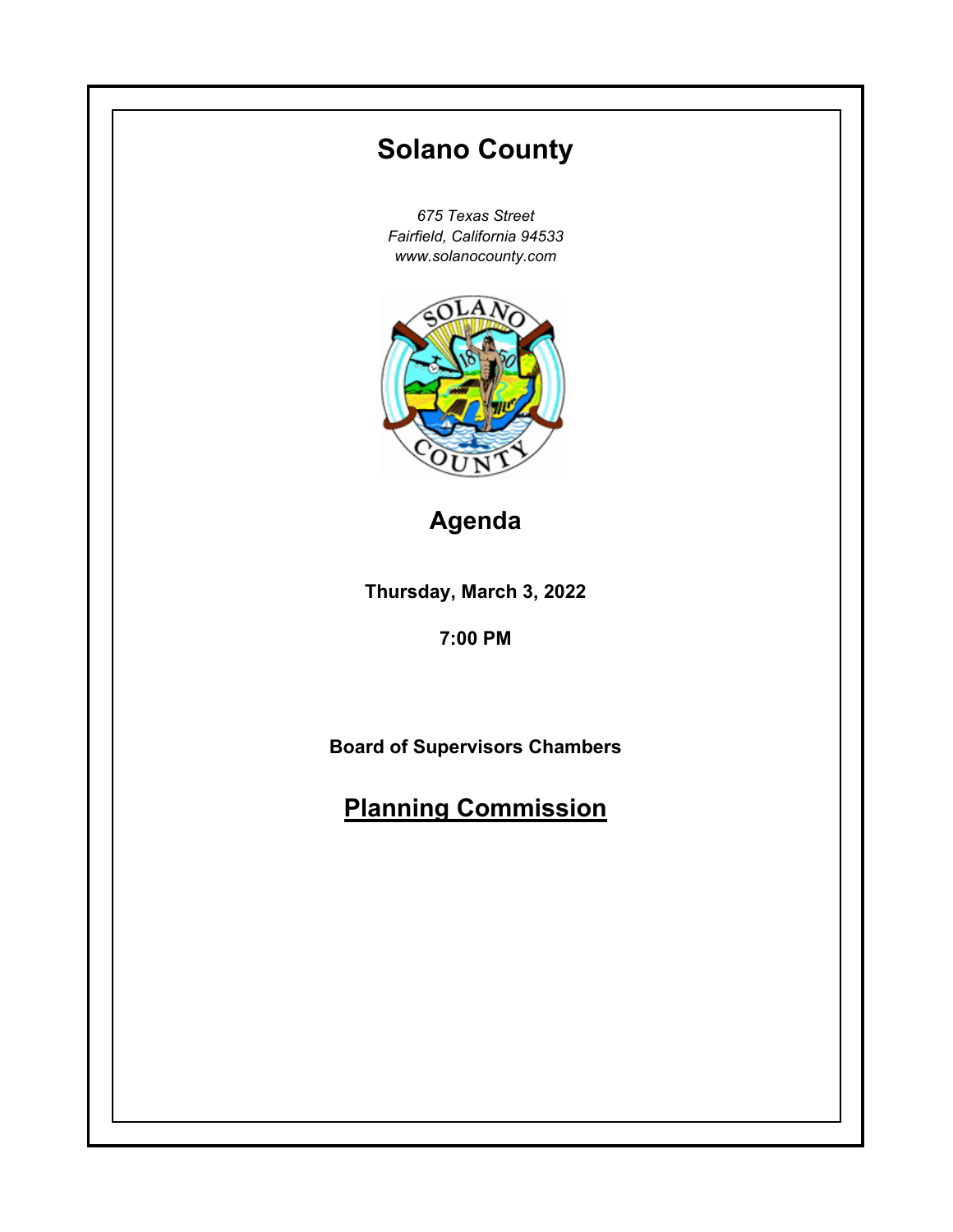# Solano County

*675 Texas Street*
*Fairfield, California 94533*
*www.solanocounty.com*

## Agenda

**Thursday, March 3, 2022**

**7:00 PM**

**Board of Supervisors Chambers**

## Planning Commission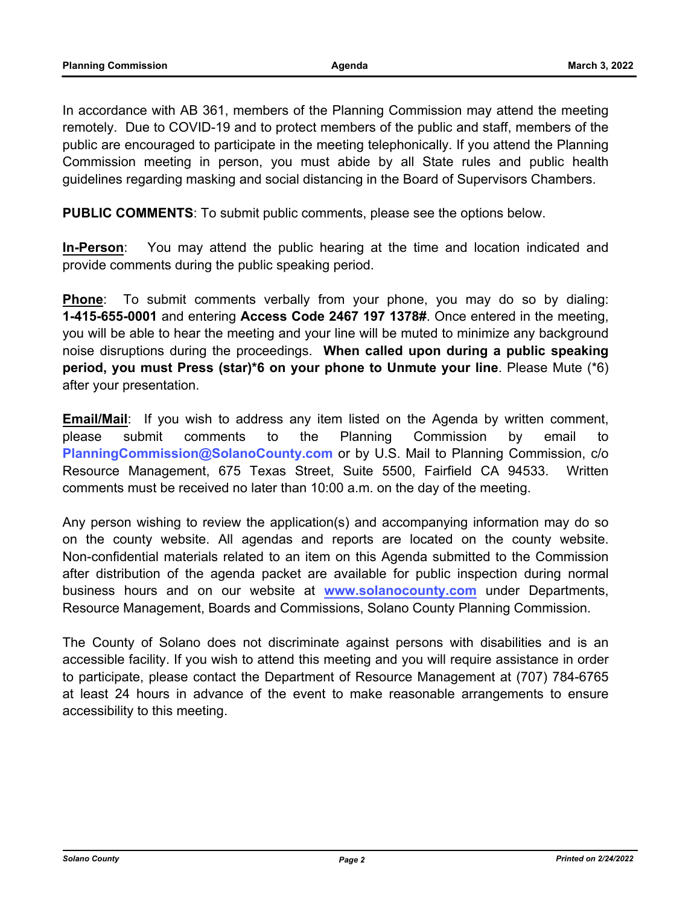In accordance with AB 361, members of the Planning Commission may attend the meeting remotely. Due to COVID-19 and to protect members of the public and staff, members of the public are encouraged to participate in the meeting telephonically. If you attend the Planning Commission meeting in person, you must abide by all State rules and public health guidelines regarding masking and social distancing in the Board of Supervisors Chambers.

**PUBLIC COMMENTS**: To submit public comments, please see the options below.

**In-Person**: You may attend the public hearing at the time and location indicated and provide comments during the public speaking period.

**Phone**: To submit comments verbally from your phone, you may do so by dialing: **1-415-655-0001** and entering **Access Code 2467 197 1378#**. Once entered in the meeting, you will be able to hear the meeting and your line will be muted to minimize any background noise disruptions during the proceedings. **When called upon during a public speaking period, you must Press (star)*6 on your phone to Unmute your line**. Please Mute (*6) after your presentation.

**Email/Mail**: If you wish to address any item listed on the Agenda by written comment, please submit comments to the Planning Commission by email to **PlanningCommission@SolanoCounty.com** or by U.S. Mail to Planning Commission, c/o Resource Management, 675 Texas Street, Suite 5500, Fairfield CA 94533. Written comments must be received no later than 10:00 a.m. on the day of the meeting.

Any person wishing to review the application(s) and accompanying information may do so on the county website. All agendas and reports are located on the county website. Non-confidential materials related to an item on this Agenda submitted to the Commission after distribution of the agenda packet are available for public inspection during normal business hours and on our website at **www.solanocounty.com** under Departments, Resource Management, Boards and Commissions, Solano County Planning Commission.

The County of Solano does not discriminate against persons with disabilities and is an accessible facility. If you wish to attend this meeting and you will require assistance in order to participate, please contact the Department of Resource Management at (707) 784-6765 at least 24 hours in advance of the event to make reasonable arrangements to ensure accessibility to this meeting.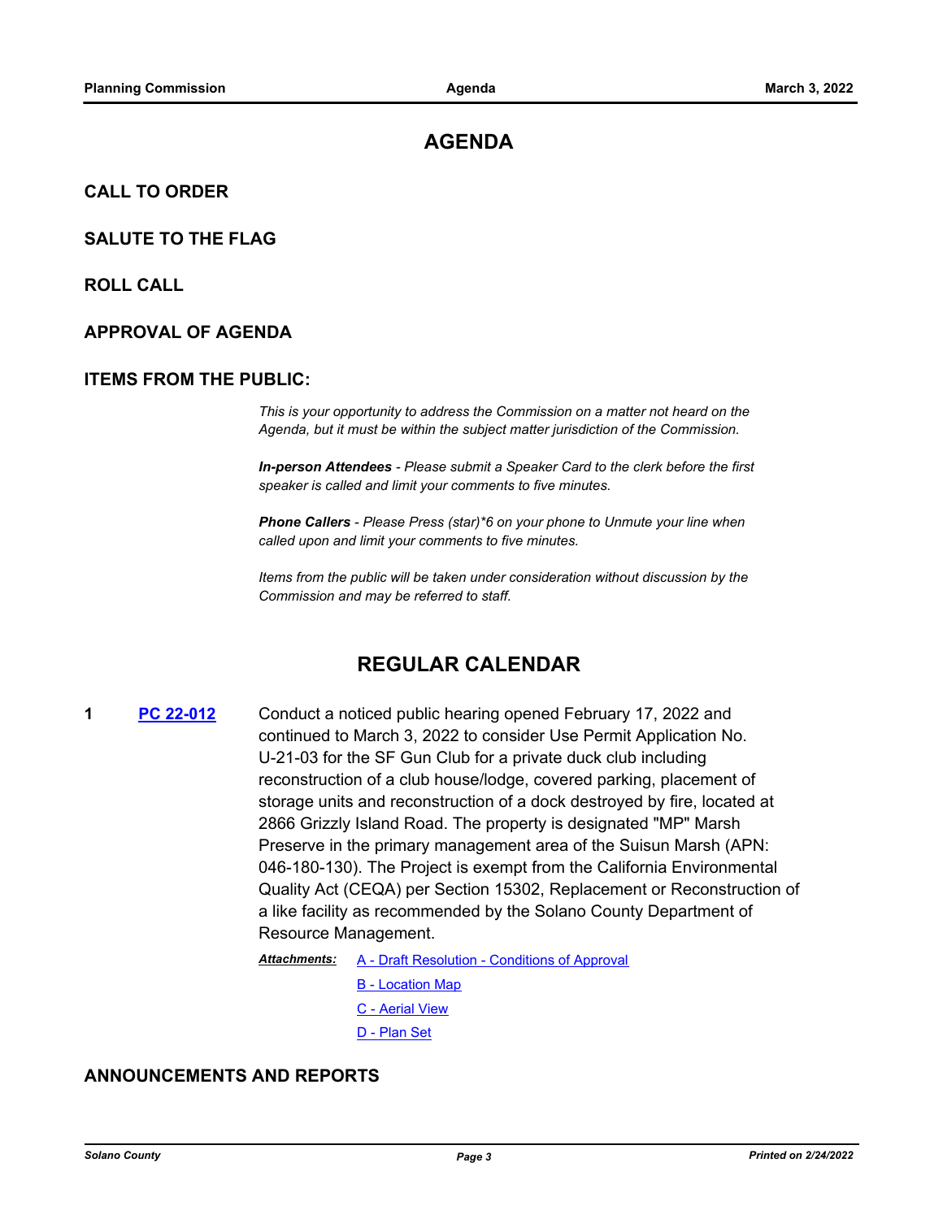# AGENDA

## CALL TO ORDER

## SALUTE TO THE FLAG

## ROLL CALL

## APPROVAL OF AGENDA

## ITEMS FROM THE PUBLIC:

*This is your opportunity to address the Commission on a matter not heard on the Agenda, but it must be within the subject matter jurisdiction of the Commission.*

***In-person Attendees** - Please submit a Speaker Card to the clerk before the first speaker is called and limit your comments to five minutes.*

***Phone Callers** - Please Press (star)*6 on your phone to Unmute your line when called upon and limit your comments to five minutes.*

*Items from the public will be taken under consideration without discussion by the Commission and may be referred to staff.*

# REGULAR CALENDAR

**1** **PC 22-012** Conduct a noticed public hearing opened February 17, 2022 and continued to March 3, 2022 to consider Use Permit Application No. U-21-03 for the SF Gun Club for a private duck club including reconstruction of a club house/lodge, covered parking, placement of storage units and reconstruction of a dock destroyed by fire, located at 2866 Grizzly Island Road. The property is designated "MP" Marsh Preserve in the primary management area of the Suisun Marsh (APN: 046-180-130). The Project is exempt from the California Environmental Quality Act (CEQA) per Section 15302, Replacement or Reconstruction of a like facility as recommended by the Solano County Department of Resource Management.

***Attachments:***
- A - Draft Resolution - Conditions of Approval
- B - Location Map
- C - Aerial View
- D - Plan Set

## ANNOUNCEMENTS AND REPORTS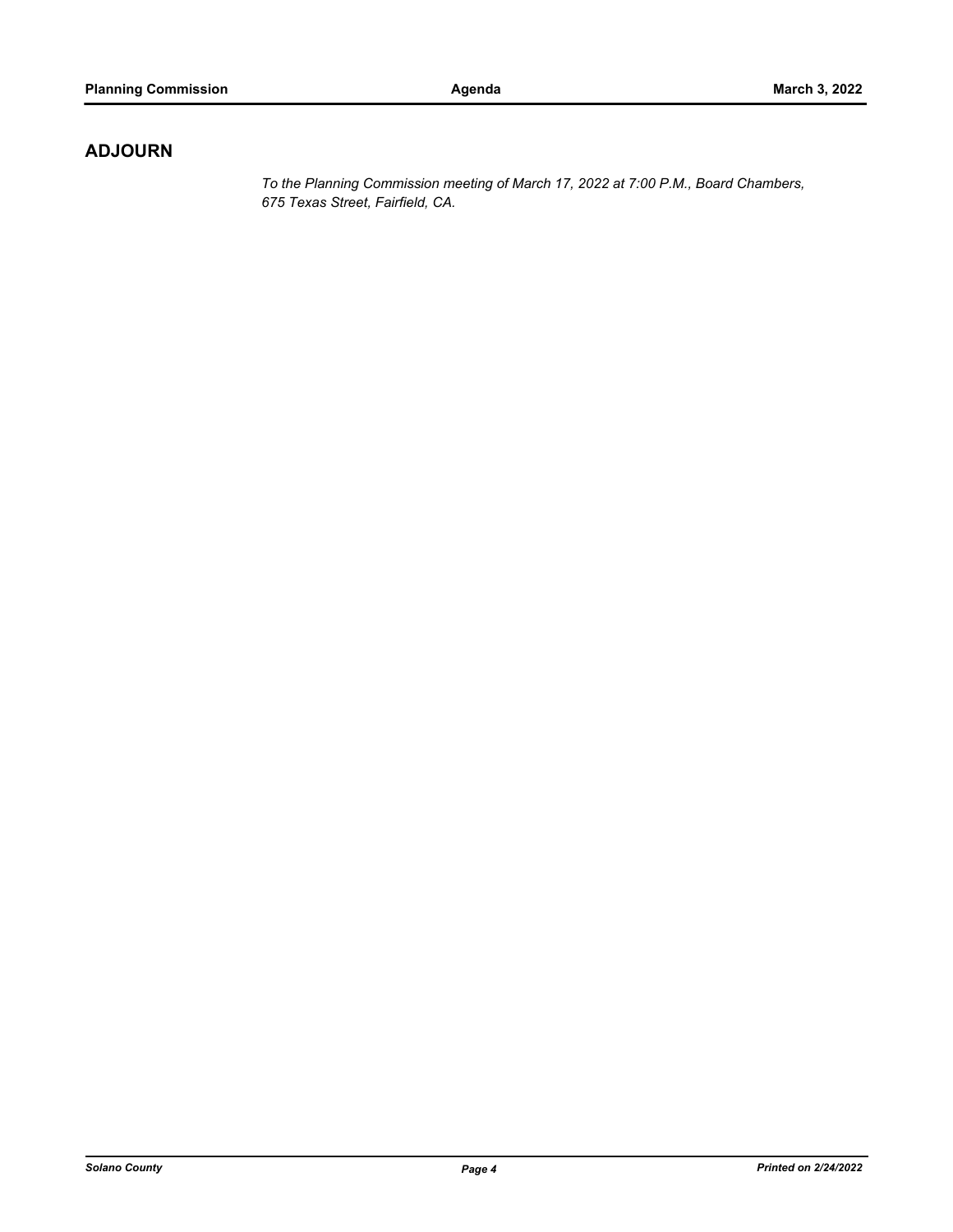## ADJOURN

*To the Planning Commission meeting of March 17, 2022 at 7:00 P.M., Board Chambers, 675 Texas Street, Fairfield, CA.*